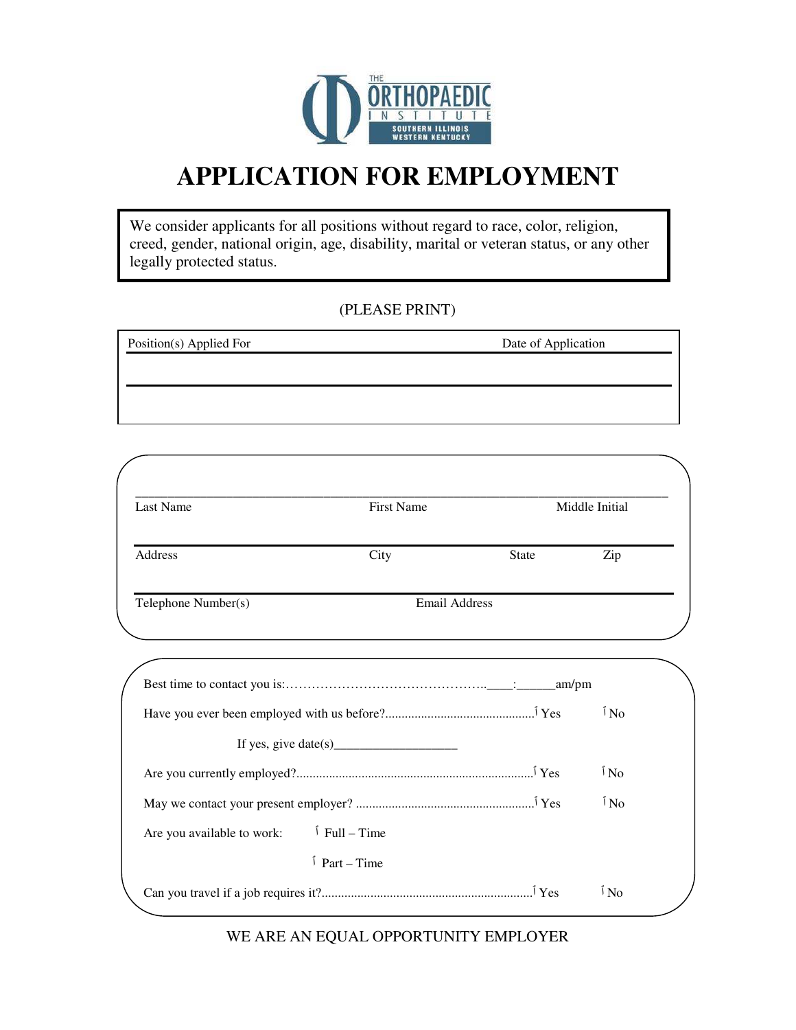THE ORTHOPAEDIC INSTITUTE
SOUTHERN ILLINOIS
WESTERN KENTUCKY

# APPLICATION FOR EMPLOYMENT

We consider applicants for all positions without regard to race, color, religion, creed, gender, national origin, age, disability, marital or veteran status, or any other legally protected status.

(PLEASE PRINT)

| Position(s) Applied For | Date of Application |
|---|---|
| | |

Last Name ______________ First Name ______________ Middle Initial ______________

Address ______________ City ______________ State ______________ Zip ______________

Telephone Number(s) ______________ Email Address ______________

Best time to contact you is:……………………………………….____:______am/pm

Have you ever been employed with us before?............................................. ☐ Yes ☐ No

If yes, give date(s)___________________

Are you currently employed?......................................................................... ☐ Yes ☐ No

May we contact your present employer? ...................................................... ☐ Yes ☐ No

Are you available to work: ☐ Full – Time

☐ Part – Time

Can you travel if a job requires it?................................................................ ☐ Yes ☐ No

WE ARE AN EQUAL OPPORTUNITY EMPLOYER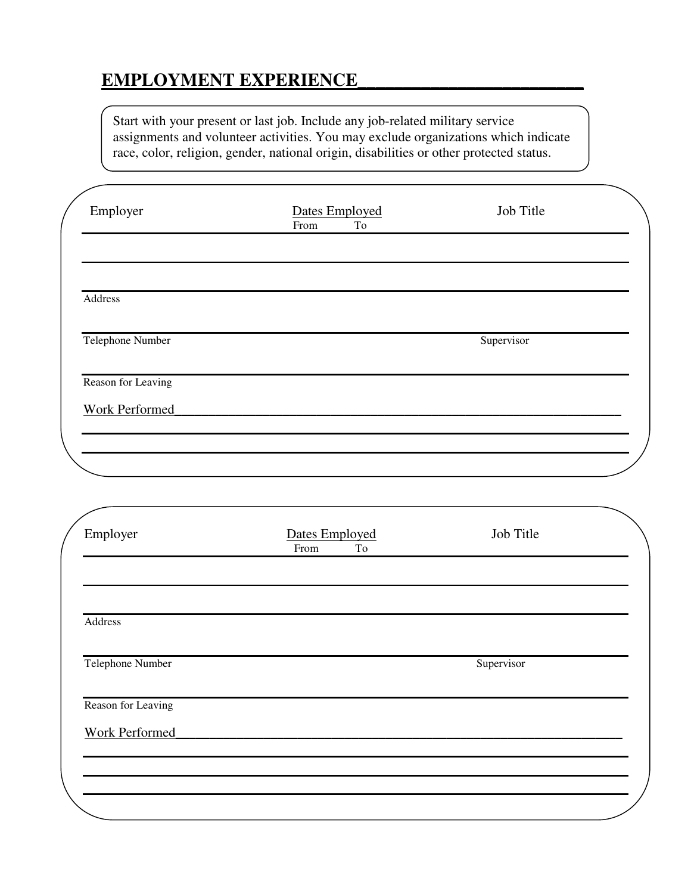## EMPLOYMENT EXPERIENCE

Start with your present or last job. Include any job-related military service assignments and volunteer activities. You may exclude organizations which indicate race, color, religion, gender, national origin, disabilities or other protected status.

| Employer | Dates Employed<br>From To | Job Title |
|---|---|---|
| | | |
| | | |

Address

Telephone Number                                                  Supervisor

Reason for Leaving

Work Performed

---

| Employer | Dates Employed<br>From To | Job Title |
|---|---|---|
| | | |
| | | |

Address

Telephone Number                                                  Supervisor

Reason for Leaving

Work Performed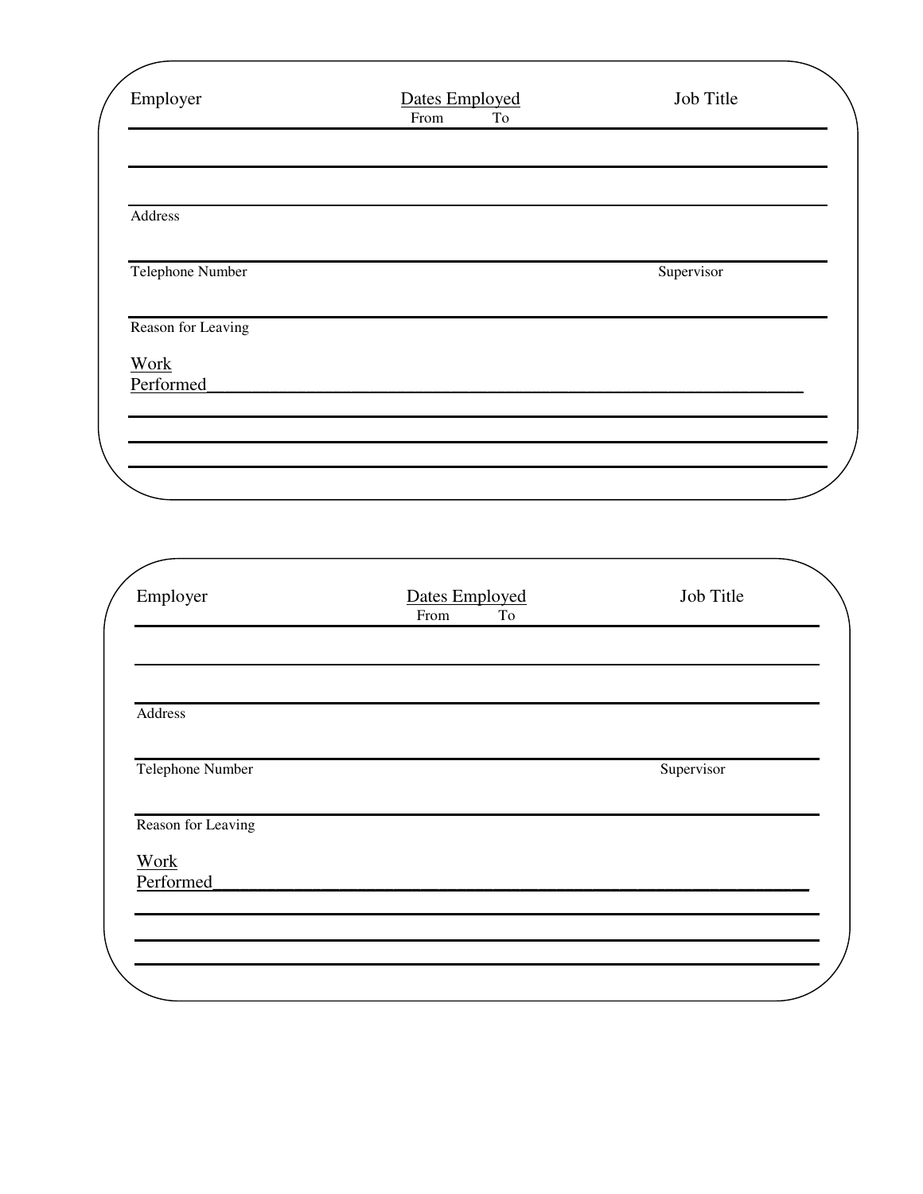Employer | Dates Employed (From / To) | Job Title

---

---

Address

---

Telephone Number | Supervisor

---

Reason for Leaving

Work Performed___________________________________________________________________

---

---

---

Employer | Dates Employed (From / To) | Job Title

---

---

Address

---

Telephone Number | Supervisor

---

Reason for Leaving

Work Performed___________________________________________________________________

---

---

---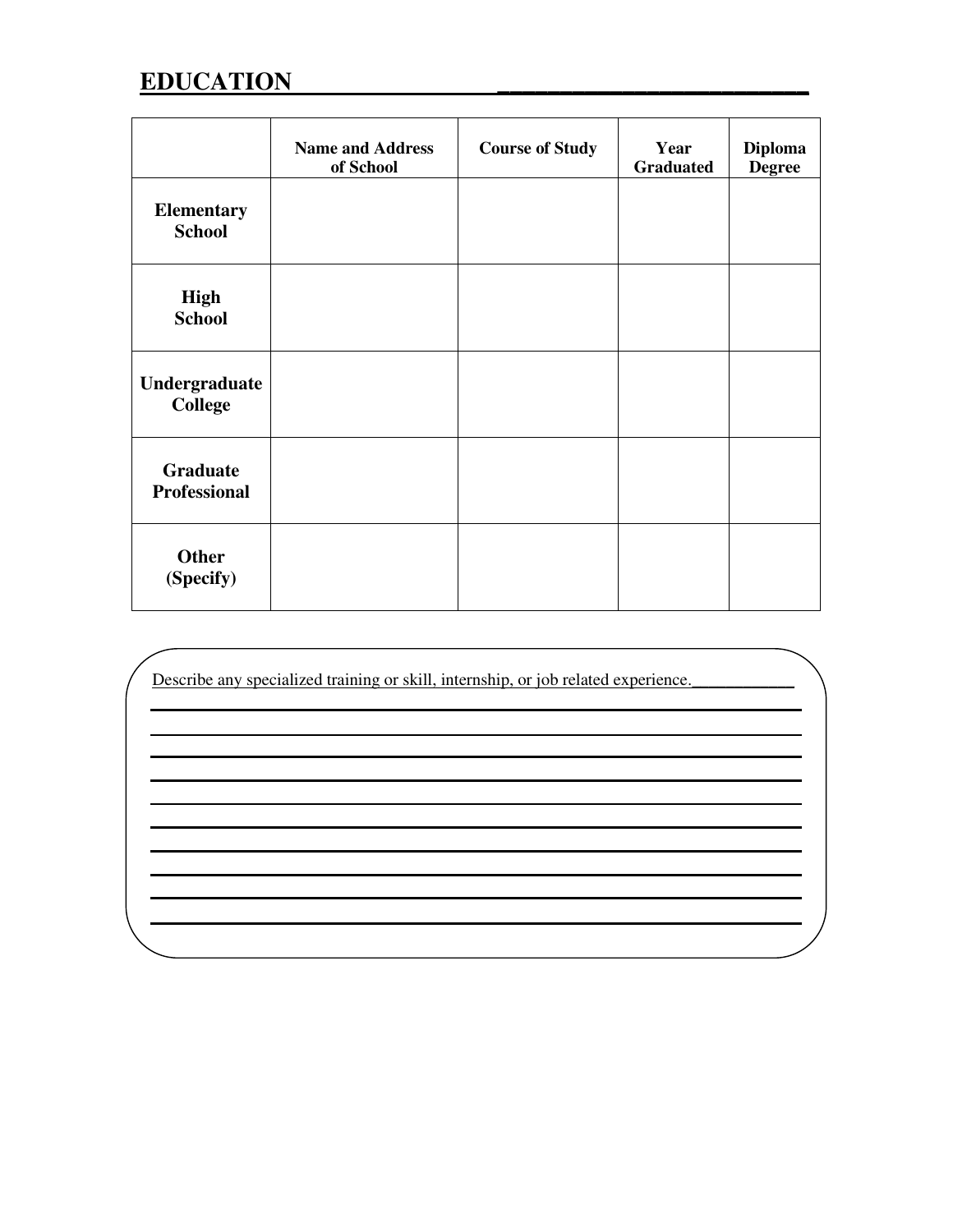## EDUCATION

| | Name and Address of School | Course of Study | Year Graduated | Diploma Degree |
|---|---|---|---|---|
| **Elementary School** | | | | |
| **High School** | | | | |
| **Undergraduate College** | | | | |
| **Graduate Professional** | | | | |
| **Other (Specify)** | | | | |

Describe any specialized training or skill, internship, or job related experience.____________

______________________________________________________________________________

______________________________________________________________________________

______________________________________________________________________________

______________________________________________________________________________

______________________________________________________________________________

______________________________________________________________________________

______________________________________________________________________________

______________________________________________________________________________

______________________________________________________________________________

______________________________________________________________________________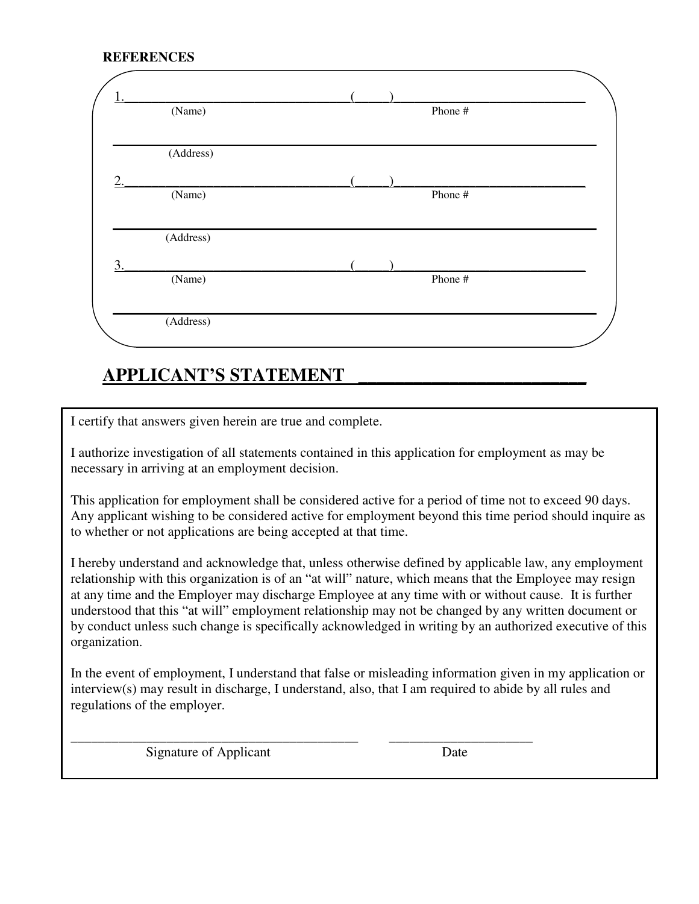**REFERENCES**

1.\_\_\_\_\_\_\_\_\_\_\_\_\_\_\_\_\_\_\_\_\_\_\_\_\_\_\_\_\_\_\_\_\_\_(\_\_\_\_\_)\_\_\_\_\_\_\_\_\_\_\_\_\_\_\_\_\_\_\_\_\_\_\_\_\_\_\_\_\_

(Name) Phone #

\_\_\_\_\_\_\_\_\_\_\_\_\_\_\_\_\_\_\_\_\_\_\_\_\_\_\_\_\_\_\_\_\_\_\_\_\_\_\_\_\_\_\_\_\_\_\_\_\_\_\_\_\_\_\_\_\_\_\_\_\_\_\_\_

(Address)

2.\_\_\_\_\_\_\_\_\_\_\_\_\_\_\_\_\_\_\_\_\_\_\_\_\_\_\_\_\_\_\_\_\_\_(\_\_\_\_\_)\_\_\_\_\_\_\_\_\_\_\_\_\_\_\_\_\_\_\_\_\_\_\_\_\_\_\_\_\_

(Name) Phone #

\_\_\_\_\_\_\_\_\_\_\_\_\_\_\_\_\_\_\_\_\_\_\_\_\_\_\_\_\_\_\_\_\_\_\_\_\_\_\_\_\_\_\_\_\_\_\_\_\_\_\_\_\_\_\_\_\_\_\_\_\_\_\_\_

(Address)

3.\_\_\_\_\_\_\_\_\_\_\_\_\_\_\_\_\_\_\_\_\_\_\_\_\_\_\_\_\_\_\_\_\_\_(\_\_\_\_\_)\_\_\_\_\_\_\_\_\_\_\_\_\_\_\_\_\_\_\_\_\_\_\_\_\_\_\_\_\_

(Name) Phone #

\_\_\_\_\_\_\_\_\_\_\_\_\_\_\_\_\_\_\_\_\_\_\_\_\_\_\_\_\_\_\_\_\_\_\_\_\_\_\_\_\_\_\_\_\_\_\_\_\_\_\_\_\_\_\_\_\_\_\_\_\_\_\_\_

(Address)

## APPLICANT'S STATEMENT \_\_\_\_\_\_\_\_\_\_\_\_\_\_\_\_\_\_\_\_\_\_\_\_

I certify that answers given herein are true and complete.

I authorize investigation of all statements contained in this application for employment as may be necessary in arriving at an employment decision.

This application for employment shall be considered active for a period of time not to exceed 90 days. Any applicant wishing to be considered active for employment beyond this time period should inquire as to whether or not applications are being accepted at that time.

I hereby understand and acknowledge that, unless otherwise defined by applicable law, any employment relationship with this organization is of an "at will" nature, which means that the Employee may resign at any time and the Employer may discharge Employee at any time with or without cause. It is further understood that this "at will" employment relationship may not be changed by any written document or by conduct unless such change is specifically acknowledged in writing by an authorized executive of this organization.

In the event of employment, I understand that false or misleading information given in my application or interview(s) may result in discharge, I understand, also, that I am required to abide by all rules and regulations of the employer.

\_\_\_\_\_\_\_\_\_\_\_\_\_\_\_\_\_\_\_\_\_\_\_\_\_\_\_\_\_\_\_\_\_\_\_\_\_\_\_\_\_\_\_\_ \_\_\_\_\_\_\_\_\_\_\_\_\_\_\_\_\_\_\_\_\_\_

Signature of Applicant Date